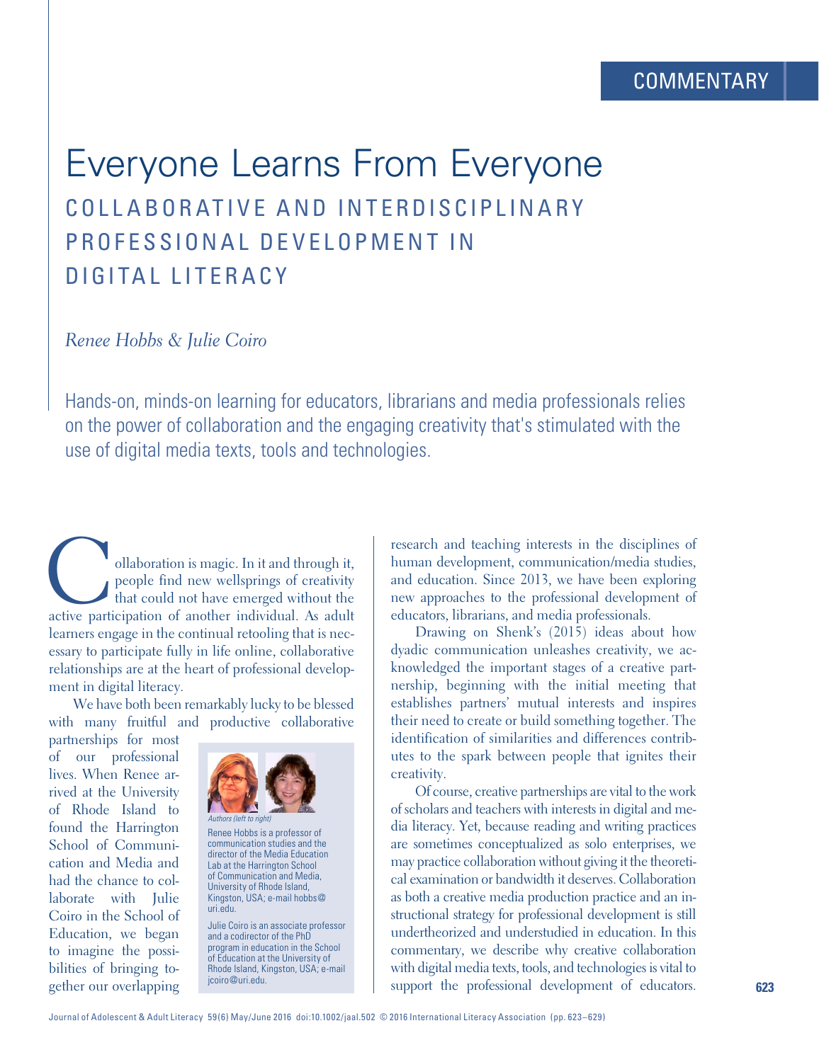COMMENTARY

# Everyone Learns From Everyone

## COLLABORATIVE AND INTERDISCIPLINARY PROFESSIONAL DEVELOPMENT IN DIGITAL LITERACY

*Renee Hobbs & Julie Coiro*

Hands-on, minds-on learning for educators, librarians and media professionals relies on the power of collaboration and the engaging creativity that's stimulated with the use of digital media texts, tools and technologies.

Collaboration is magic. In it and through it, people find new wellsprings of creativity that could not have emerged without the active participation of another individual. As adult learners engage in the continual retooling that is necessary to participate fully in life online, collaborative relationships are at the heart of professional development in digital literacy.

We have both been remarkably lucky to be blessed with many fruitful and productive collaborative partnerships for most of our professional lives. When Renee arrived at the University of Rhode Island to found the Harrington School of Communication and Media and had the chance to collaborate with Julie Coiro in the School of Education, we began to imagine the possibilities of bringing together our overlapping research and teaching interests in the disciplines of human development, communication/media studies, and education. Since 2013, we have been exploring new approaches to the professional development of educators, librarians, and media professionals.

*Authors (left to right)*

Renee Hobbs is a professor of communication studies and the director of the Media Education Lab at the Harrington School of Communication and Media, University of Rhode Island, Kingston, USA; e-mail hobbs@uri.edu.

Julie Coiro is an associate professor and a codirector of the PhD program in education in the School of Education at the University of Rhode Island, Kingston, USA; e-mail jcoiro@uri.edu.

Drawing on Shenk's (2015) ideas about how dyadic communication unleashes creativity, we acknowledged the important stages of a creative partnership, beginning with the initial meeting that establishes partners' mutual interests and inspires their need to create or build something together. The identification of similarities and differences contributes to the spark between people that ignites their creativity.

Of course, creative partnerships are vital to the work of scholars and teachers with interests in digital and media literacy. Yet, because reading and writing practices are sometimes conceptualized as solo enterprises, we may practice collaboration without giving it the theoretical examination or bandwidth it deserves. Collaboration as both a creative media production practice and an instructional strategy for professional development is still undertheorized and understudied in education. In this commentary, we describe why creative collaboration with digital media texts, tools, and technologies is vital to support the professional development of educators.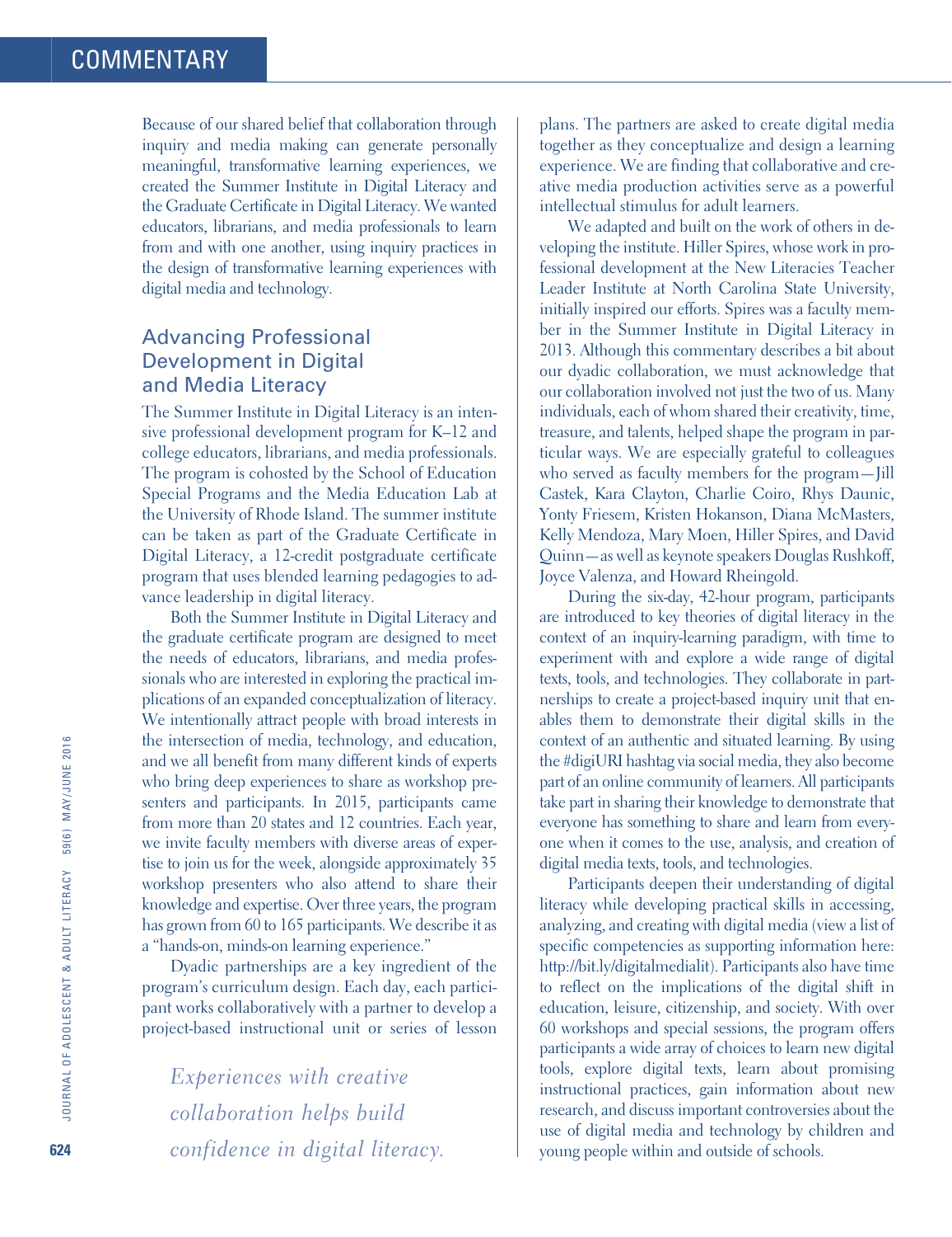Because of our shared belief that collaboration through inquiry and media making can generate personally meaningful, transformative learning experiences, we created the Summer Institute in Digital Literacy and the Graduate Certificate in Digital Literacy. We wanted educators, librarians, and media professionals to learn from and with one another, using inquiry practices in the design of transformative learning experiences with digital media and technology.

## Advancing Professional Development in Digital and Media Literacy

The Summer Institute in Digital Literacy is an intensive professional development program for K–12 and college educators, librarians, and media professionals. The program is cohosted by the School of Education Special Programs and the Media Education Lab at the University of Rhode Island. The summer institute can be taken as part of the Graduate Certificate in Digital Literacy, a 12-credit postgraduate certificate program that uses blended learning pedagogies to advance leadership in digital literacy.

Both the Summer Institute in Digital Literacy and the graduate certificate program are designed to meet the needs of educators, librarians, and media professionals who are interested in exploring the practical implications of an expanded conceptualization of literacy. We intentionally attract people with broad interests in the intersection of media, technology, and education, and we all benefit from many different kinds of experts who bring deep experiences to share as workshop presenters and participants. In 2015, participants came from more than 20 states and 12 countries. Each year, we invite faculty members with diverse areas of expertise to join us for the week, alongside approximately 35 workshop presenters who also attend to share their knowledge and expertise. Over three years, the program has grown from 60 to 165 participants. We describe it as a "hands-on, minds-on learning experience."

Dyadic partnerships are a key ingredient of the program's curriculum design. Each day, each participant works collaboratively with a partner to develop a project-based instructional unit or series of lesson plans. The partners are asked to create digital media together as they conceptualize and design a learning experience. We are finding that collaborative and creative media production activities serve as a powerful intellectual stimulus for adult learners.

*Experiences with creative collaboration helps build confidence in digital literacy.*

We adapted and built on the work of others in developing the institute. Hiller Spires, whose work in professional development at the New Literacies Teacher Leader Institute at North Carolina State University, initially inspired our efforts. Spires was a faculty member in the Summer Institute in Digital Literacy in 2013. Although this commentary describes a bit about our dyadic collaboration, we must acknowledge that our collaboration involved not just the two of us. Many individuals, each of whom shared their creativity, time, treasure, and talents, helped shape the program in particular ways. We are especially grateful to colleagues who served as faculty members for the program—Jill Castek, Kara Clayton, Charlie Coiro, Rhys Daunic, Yonty Friesem, Kristen Hokanson, Diana McMasters, Kelly Mendoza, Mary Moen, Hiller Spires, and David Quinn—as well as keynote speakers Douglas Rushkoff, Joyce Valenza, and Howard Rheingold.

During the six-day, 42-hour program, participants are introduced to key theories of digital literacy in the context of an inquiry-learning paradigm, with time to experiment with and explore a wide range of digital texts, tools, and technologies. They collaborate in partnerships to create a project-based inquiry unit that enables them to demonstrate their digital skills in the context of an authentic and situated learning. By using the #digiURI hashtag via social media, they also become part of an online community of learners. All participants take part in sharing their knowledge to demonstrate that everyone has something to share and learn from everyone when it comes to the use, analysis, and creation of digital media texts, tools, and technologies.

Participants deepen their understanding of digital literacy while developing practical skills in accessing, analyzing, and creating with digital media (view a list of specific competencies as supporting information here: http://bit.ly/digitalmedialit). Participants also have time to reflect on the implications of the digital shift in education, leisure, citizenship, and society. With over 60 workshops and special sessions, the program offers participants a wide array of choices to learn new digital tools, explore digital texts, learn about promising instructional practices, gain information about new research, and discuss important controversies about the use of digital media and technology by children and young people within and outside of schools.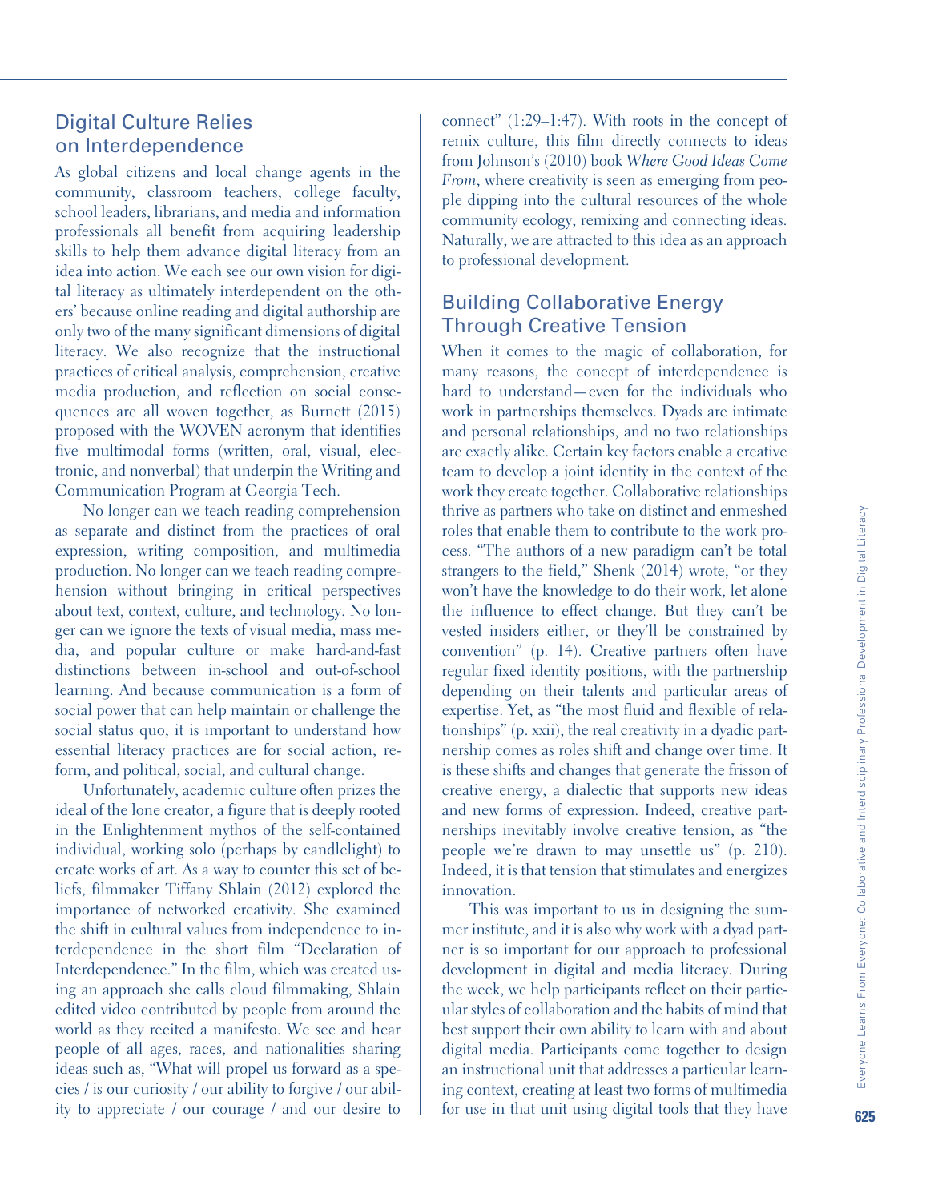## Digital Culture Relies on Interdependence

As global citizens and local change agents in the community, classroom teachers, college faculty, school leaders, librarians, and media and information professionals all benefit from acquiring leadership skills to help them advance digital literacy from an idea into action. We each see our own vision for digital literacy as ultimately interdependent on the others' because online reading and digital authorship are only two of the many significant dimensions of digital literacy. We also recognize that the instructional practices of critical analysis, comprehension, creative media production, and reflection on social consequences are all woven together, as Burnett (2015) proposed with the WOVEN acronym that identifies five multimodal forms (written, oral, visual, electronic, and nonverbal) that underpin the Writing and Communication Program at Georgia Tech.

No longer can we teach reading comprehension as separate and distinct from the practices of oral expression, writing composition, and multimedia production. No longer can we teach reading comprehension without bringing in critical perspectives about text, context, culture, and technology. No longer can we ignore the texts of visual media, mass media, and popular culture or make hard-and-fast distinctions between in-school and out-of-school learning. And because communication is a form of social power that can help maintain or challenge the social status quo, it is important to understand how essential literacy practices are for social action, reform, and political, social, and cultural change.

Unfortunately, academic culture often prizes the ideal of the lone creator, a figure that is deeply rooted in the Enlightenment mythos of the self-contained individual, working solo (perhaps by candlelight) to create works of art. As a way to counter this set of beliefs, filmmaker Tiffany Shlain (2012) explored the importance of networked creativity. She examined the shift in cultural values from independence to interdependence in the short film "Declaration of Interdependence." In the film, which was created using an approach she calls cloud filmmaking, Shlain edited video contributed by people from around the world as they recited a manifesto. We see and hear people of all ages, races, and nationalities sharing ideas such as, "What will propel us forward as a species / is our curiosity / our ability to forgive / our ability to appreciate / our courage / and our desire to connect" (1:29–1:47). With roots in the concept of remix culture, this film directly connects to ideas from Johnson's (2010) book *Where Good Ideas Come From*, where creativity is seen as emerging from people dipping into the cultural resources of the whole community ecology, remixing and connecting ideas. Naturally, we are attracted to this idea as an approach to professional development.

## Building Collaborative Energy Through Creative Tension

When it comes to the magic of collaboration, for many reasons, the concept of interdependence is hard to understand—even for the individuals who work in partnerships themselves. Dyads are intimate and personal relationships, and no two relationships are exactly alike. Certain key factors enable a creative team to develop a joint identity in the context of the work they create together. Collaborative relationships thrive as partners who take on distinct and enmeshed roles that enable them to contribute to the work process. "The authors of a new paradigm can't be total strangers to the field," Shenk (2014) wrote, "or they won't have the knowledge to do their work, let alone the influence to effect change. But they can't be vested insiders either, or they'll be constrained by convention" (p. 14). Creative partners often have regular fixed identity positions, with the partnership depending on their talents and particular areas of expertise. Yet, as "the most fluid and flexible of relationships" (p. xxii), the real creativity in a dyadic partnership comes as roles shift and change over time. It is these shifts and changes that generate the frisson of creative energy, a dialectic that supports new ideas and new forms of expression. Indeed, creative partnerships inevitably involve creative tension, as "the people we're drawn to may unsettle us" (p. 210). Indeed, it is that tension that stimulates and energizes innovation.

This was important to us in designing the summer institute, and it is also why work with a dyad partner is so important for our approach to professional development in digital and media literacy. During the week, we help participants reflect on their particular styles of collaboration and the habits of mind that best support their own ability to learn with and about digital media. Participants come together to design an instructional unit that addresses a particular learning context, creating at least two forms of multimedia for use in that unit using digital tools that they have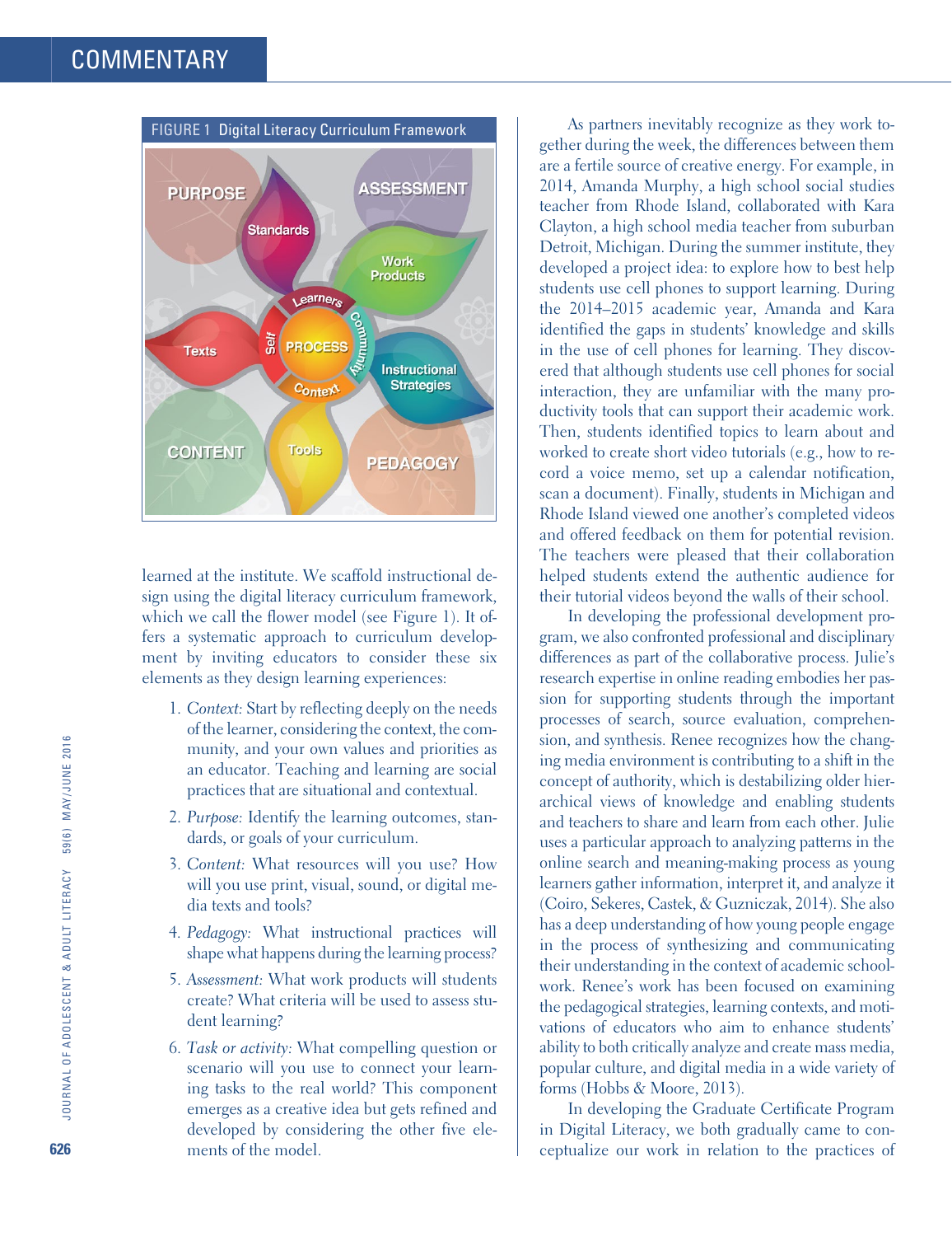FIGURE 1 Digital Literacy Curriculum Framework

learned at the institute. We scaffold instructional design using the digital literacy curriculum framework, which we call the flower model (see Figure 1). It offers a systematic approach to curriculum development by inviting educators to consider these six elements as they design learning experiences:

1. *Context:* Start by reflecting deeply on the needs of the learner, considering the context, the community, and your own values and priorities as an educator. Teaching and learning are social practices that are situational and contextual.
2. *Purpose:* Identify the learning outcomes, standards, or goals of your curriculum.
3. *Content:* What resources will you use? How will you use print, visual, sound, or digital media texts and tools?
4. *Pedagogy:* What instructional practices will shape what happens during the learning process?
5. *Assessment:* What work products will students create? What criteria will be used to assess student learning?
6. *Task or activity:* What compelling question or scenario will you use to connect your learning tasks to the real world? This component emerges as a creative idea but gets refined and developed by considering the other five elements of the model.

As partners inevitably recognize as they work together during the week, the differences between them are a fertile source of creative energy. For example, in 2014, Amanda Murphy, a high school social studies teacher from Rhode Island, collaborated with Kara Clayton, a high school media teacher from suburban Detroit, Michigan. During the summer institute, they developed a project idea: to explore how to best help students use cell phones to support learning. During the 2014–2015 academic year, Amanda and Kara identified the gaps in students' knowledge and skills in the use of cell phones for learning. They discovered that although students use cell phones for social interaction, they are unfamiliar with the many productivity tools that can support their academic work. Then, students identified topics to learn about and worked to create short video tutorials (e.g., how to record a voice memo, set up a calendar notification, scan a document). Finally, students in Michigan and Rhode Island viewed one another's completed videos and offered feedback on them for potential revision. The teachers were pleased that their collaboration helped students extend the authentic audience for their tutorial videos beyond the walls of their school.

In developing the professional development program, we also confronted professional and disciplinary differences as part of the collaborative process. Julie's research expertise in online reading embodies her passion for supporting students through the important processes of search, source evaluation, comprehension, and synthesis. Renee recognizes how the changing media environment is contributing to a shift in the concept of authority, which is destabilizing older hierarchical views of knowledge and enabling students and teachers to share and learn from each other. Julie uses a particular approach to analyzing patterns in the online search and meaning-making process as young learners gather information, interpret it, and analyze it (Coiro, Sekeres, Castek, & Guzniczak, 2014). She also has a deep understanding of how young people engage in the process of synthesizing and communicating their understanding in the context of academic schoolwork. Renee's work has been focused on examining the pedagogical strategies, learning contexts, and motivations of educators who aim to enhance students' ability to both critically analyze and create mass media, popular culture, and digital media in a wide variety of forms (Hobbs & Moore, 2013).

In developing the Graduate Certificate Program in Digital Literacy, we both gradually came to conceptualize our work in relation to the practices of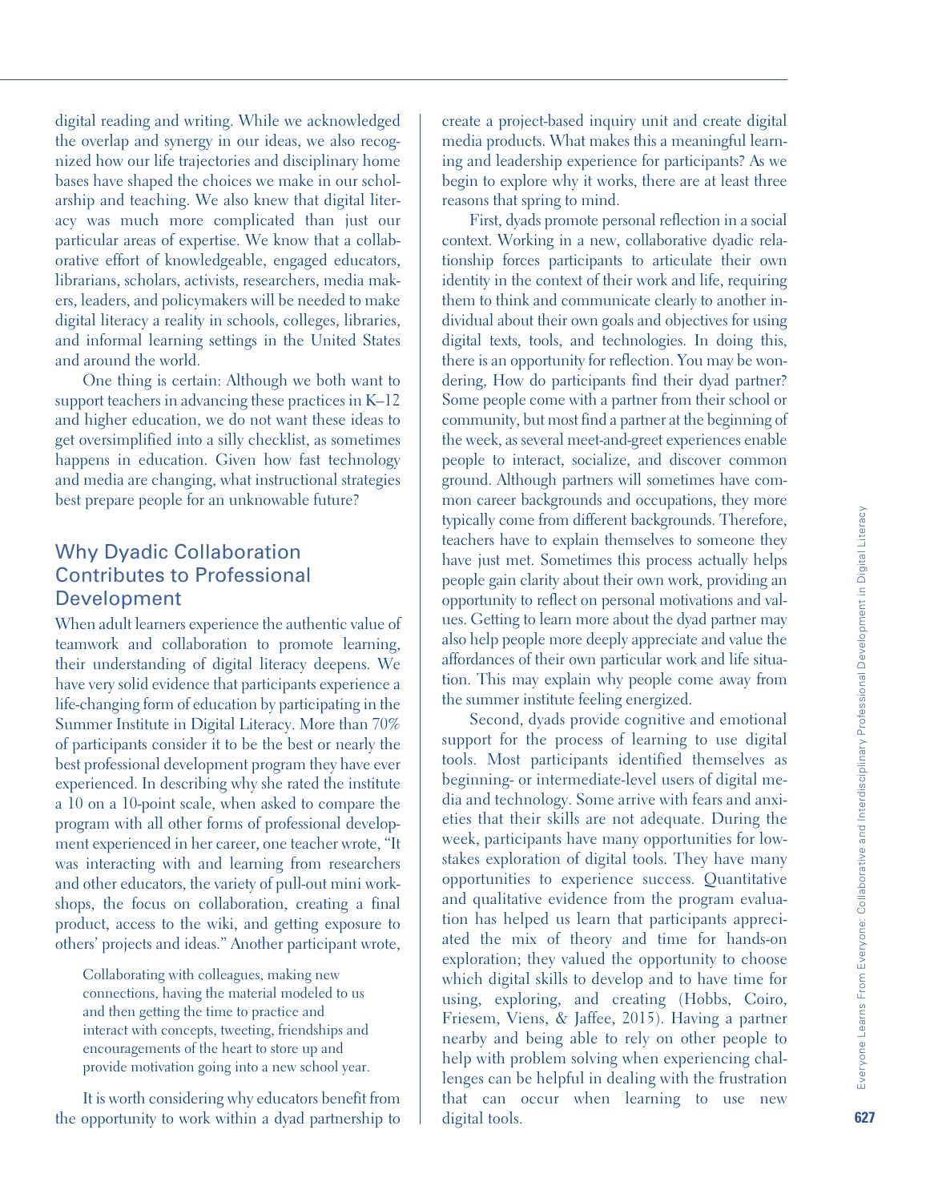digital reading and writing. While we acknowledged the overlap and synergy in our ideas, we also recognized how our life trajectories and disciplinary home bases have shaped the choices we make in our scholarship and teaching. We also knew that digital literacy was much more complicated than just our particular areas of expertise. We know that a collaborative effort of knowledgeable, engaged educators, librarians, scholars, activists, researchers, media makers, leaders, and policymakers will be needed to make digital literacy a reality in schools, colleges, libraries, and informal learning settings in the United States and around the world.

One thing is certain: Although we both want to support teachers in advancing these practices in K–12 and higher education, we do not want these ideas to get oversimplified into a silly checklist, as sometimes happens in education. Given how fast technology and media are changing, what instructional strategies best prepare people for an unknowable future?

## Why Dyadic Collaboration Contributes to Professional Development

When adult learners experience the authentic value of teamwork and collaboration to promote learning, their understanding of digital literacy deepens. We have very solid evidence that participants experience a life-changing form of education by participating in the Summer Institute in Digital Literacy. More than 70% of participants consider it to be the best or nearly the best professional development program they have ever experienced. In describing why she rated the institute a 10 on a 10-point scale, when asked to compare the program with all other forms of professional development experienced in her career, one teacher wrote, "It was interacting with and learning from researchers and other educators, the variety of pull-out mini workshops, the focus on collaboration, creating a final product, access to the wiki, and getting exposure to others' projects and ideas." Another participant wrote,

> Collaborating with colleagues, making new connections, having the material modeled to us and then getting the time to practice and interact with concepts, tweeting, friendships and encouragements of the heart to store up and provide motivation going into a new school year.

It is worth considering why educators benefit from the opportunity to work within a dyad partnership to create a project-based inquiry unit and create digital media products. What makes this a meaningful learning and leadership experience for participants? As we begin to explore why it works, there are at least three reasons that spring to mind.

First, dyads promote personal reflection in a social context. Working in a new, collaborative dyadic relationship forces participants to articulate their own identity in the context of their work and life, requiring them to think and communicate clearly to another individual about their own goals and objectives for using digital texts, tools, and technologies. In doing this, there is an opportunity for reflection. You may be wondering, How do participants find their dyad partner? Some people come with a partner from their school or community, but most find a partner at the beginning of the week, as several meet-and-greet experiences enable people to interact, socialize, and discover common ground. Although partners will sometimes have common career backgrounds and occupations, they more typically come from different backgrounds. Therefore, teachers have to explain themselves to someone they have just met. Sometimes this process actually helps people gain clarity about their own work, providing an opportunity to reflect on personal motivations and values. Getting to learn more about the dyad partner may also help people more deeply appreciate and value the affordances of their own particular work and life situation. This may explain why people come away from the summer institute feeling energized.

Second, dyads provide cognitive and emotional support for the process of learning to use digital tools. Most participants identified themselves as beginning- or intermediate-level users of digital media and technology. Some arrive with fears and anxieties that their skills are not adequate. During the week, participants have many opportunities for low-stakes exploration of digital tools. They have many opportunities to experience success. Quantitative and qualitative evidence from the program evaluation has helped us learn that participants appreciated the mix of theory and time for hands-on exploration; they valued the opportunity to choose which digital skills to develop and to have time for using, exploring, and creating (Hobbs, Coiro, Friesem, Viens, & Jaffee, 2015). Having a partner nearby and being able to rely on other people to help with problem solving when experiencing challenges can be helpful in dealing with the frustration that can occur when learning to use new digital tools.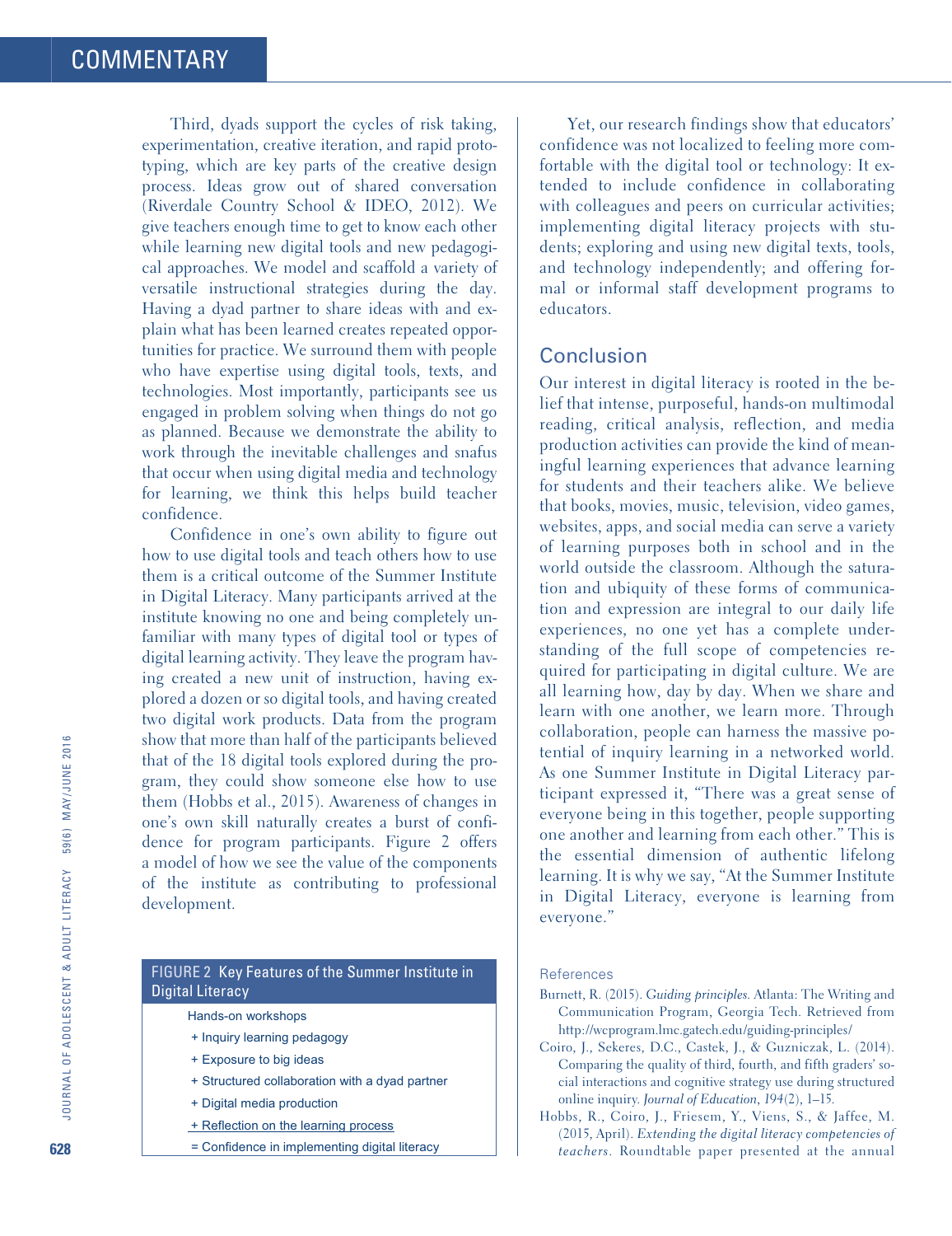Third, dyads support the cycles of risk taking, experimentation, creative iteration, and rapid prototyping, which are key parts of the creative design process. Ideas grow out of shared conversation (Riverdale Country School & IDEO, 2012). We give teachers enough time to get to know each other while learning new digital tools and new pedagogical approaches. We model and scaffold a variety of versatile instructional strategies during the day. Having a dyad partner to share ideas with and explain what has been learned creates repeated opportunities for practice. We surround them with people who have expertise using digital tools, texts, and technologies. Most importantly, participants see us engaged in problem solving when things do not go as planned. Because we demonstrate the ability to work through the inevitable challenges and snafus that occur when using digital media and technology for learning, we think this helps build teacher confidence.

Confidence in one's own ability to figure out how to use digital tools and teach others how to use them is a critical outcome of the Summer Institute in Digital Literacy. Many participants arrived at the institute knowing no one and being completely unfamiliar with many types of digital tool or types of digital learning activity. They leave the program having created a new unit of instruction, having explored a dozen or so digital tools, and having created two digital work products. Data from the program show that more than half of the participants believed that of the 18 digital tools explored during the program, they could show someone else how to use them (Hobbs et al., 2015). Awareness of changes in one's own skill naturally creates a burst of confidence for program participants. Figure 2 offers a model of how we see the value of the components of the institute as contributing to professional development.

FIGURE 2 Key Features of the Summer Institute in Digital Literacy

Hands-on workshops
+ Inquiry learning pedagogy
+ Exposure to big ideas
+ Structured collaboration with a dyad partner
+ Digital media production
+ Reflection on the learning process
= Confidence in implementing digital literacy

Yet, our research findings show that educators' confidence was not localized to feeling more comfortable with the digital tool or technology: It extended to include confidence in collaborating with colleagues and peers on curricular activities; implementing digital literacy projects with students; exploring and using new digital texts, tools, and technology independently; and offering formal or informal staff development programs to educators.

## Conclusion

Our interest in digital literacy is rooted in the belief that intense, purposeful, hands-on multimodal reading, critical analysis, reflection, and media production activities can provide the kind of meaningful learning experiences that advance learning for students and their teachers alike. We believe that books, movies, music, television, video games, websites, apps, and social media can serve a variety of learning purposes both in school and in the world outside the classroom. Although the saturation and ubiquity of these forms of communication and expression are integral to our daily life experiences, no one yet has a complete understanding of the full scope of competencies required for participating in digital culture. We are all learning how, day by day. When we share and learn with one another, we learn more. Through collaboration, people can harness the massive potential of inquiry learning in a networked world. As one Summer Institute in Digital Literacy participant expressed it, "There was a great sense of everyone being in this together, people supporting one another and learning from each other." This is the essential dimension of authentic lifelong learning. It is why we say, "At the Summer Institute in Digital Literacy, everyone is learning from everyone."

### References

Burnett, R. (2015). *Guiding principles*. Atlanta: The Writing and Communication Program, Georgia Tech. Retrieved from http://wcprogram.lmc.gatech.edu/guiding-principles/

Coiro, J., Sekeres, D.C., Castek, J., & Guzniczak, L. (2014). Comparing the quality of third, fourth, and fifth graders' social interactions and cognitive strategy use during structured online inquiry. *Journal of Education*, *194*(2), 1–15.

Hobbs, R., Coiro, J., Friesem, Y., Viens, S., & Jaffee, M. (2015, April). *Extending the digital literacy competencies of teachers*. Roundtable paper presented at the annual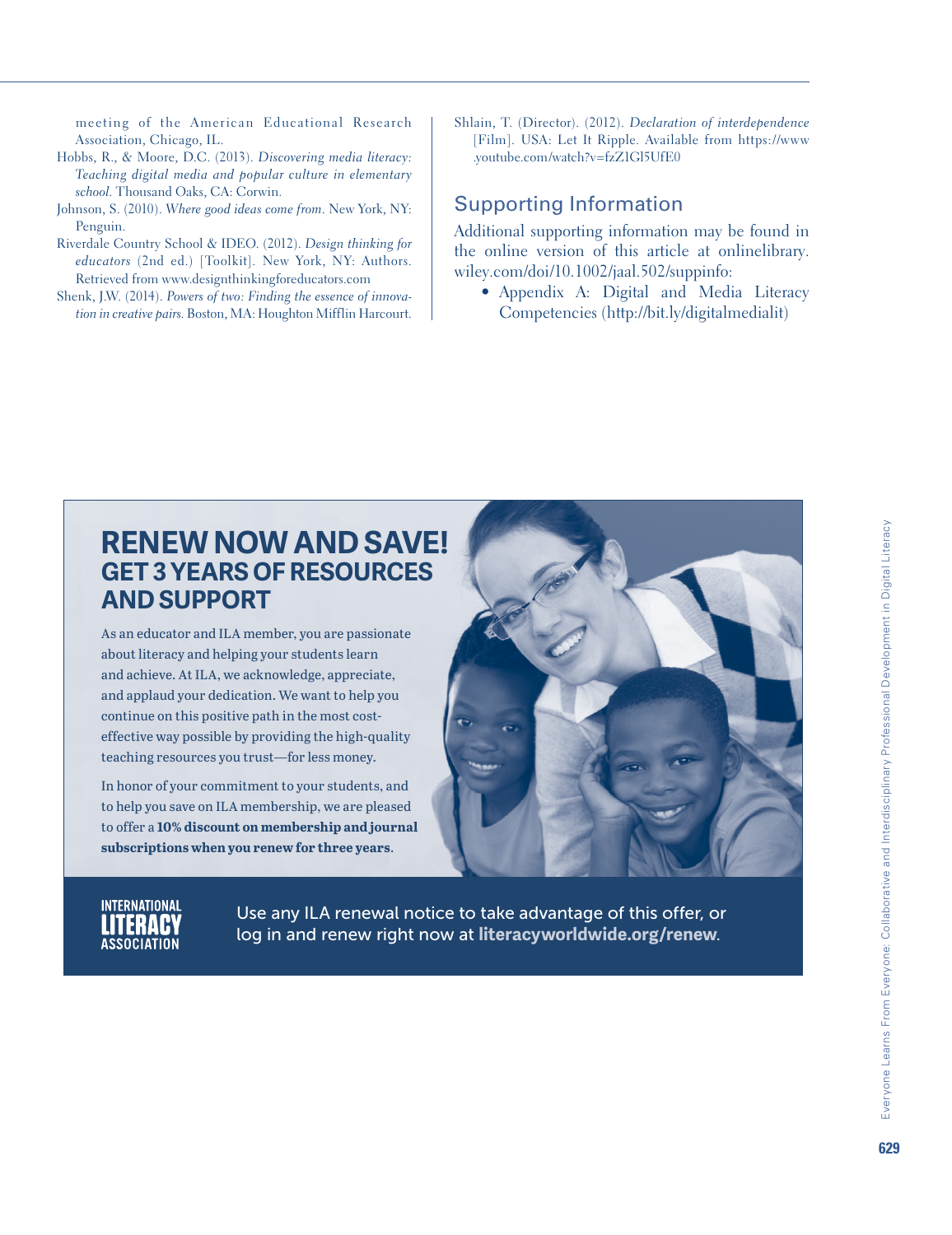meeting of the American Educational Research Association, Chicago, IL.

Hobbs, R., & Moore, D.C. (2013). *Discovering media literacy: Teaching digital media and popular culture in elementary school*. Thousand Oaks, CA: Corwin.

Johnson, S. (2010). *Where good ideas come from*. New York, NY: Penguin.

Riverdale Country School & IDEO. (2012). *Design thinking for educators* (2nd ed.) [Toolkit]. New York, NY: Authors. Retrieved from www.designthinkingforeducators.com

Shenk, J.W. (2014). *Powers of two: Finding the essence of innovation in creative pairs*. Boston, MA: Houghton Mifflin Harcourt.

Shlain, T. (Director). (2012). *Declaration of interdependence* [Film]. USA: Let It Ripple. Available from https://www.youtube.com/watch?v=fzZ1Gl5UfE0

## Supporting Information

Additional supporting information may be found in the online version of this article at onlinelibrary.wiley.com/doi/10.1002/jaal.502/suppinfo:

- Appendix A: Digital and Media Literacy Competencies (http://bit.ly/digitalmedialit)

# RENEW NOW AND SAVE!

## GET 3 YEARS OF RESOURCES AND SUPPORT

As an educator and ILA member, you are passionate about literacy and helping your students learn and achieve. At ILA, we acknowledge, appreciate, and applaud your dedication. We want to help you continue on this positive path in the most cost-effective way possible by providing the high-quality teaching resources you trust—for less money.

In honor of your commitment to your students, and to help you save on ILA membership, we are pleased to offer a **10% discount on membership and journal subscriptions when you renew for three years.**

INTERNATIONAL LITERACY ASSOCIATION

Use any ILA renewal notice to take advantage of this offer, or log in and renew right now at **literacyworldwide.org/renew**.